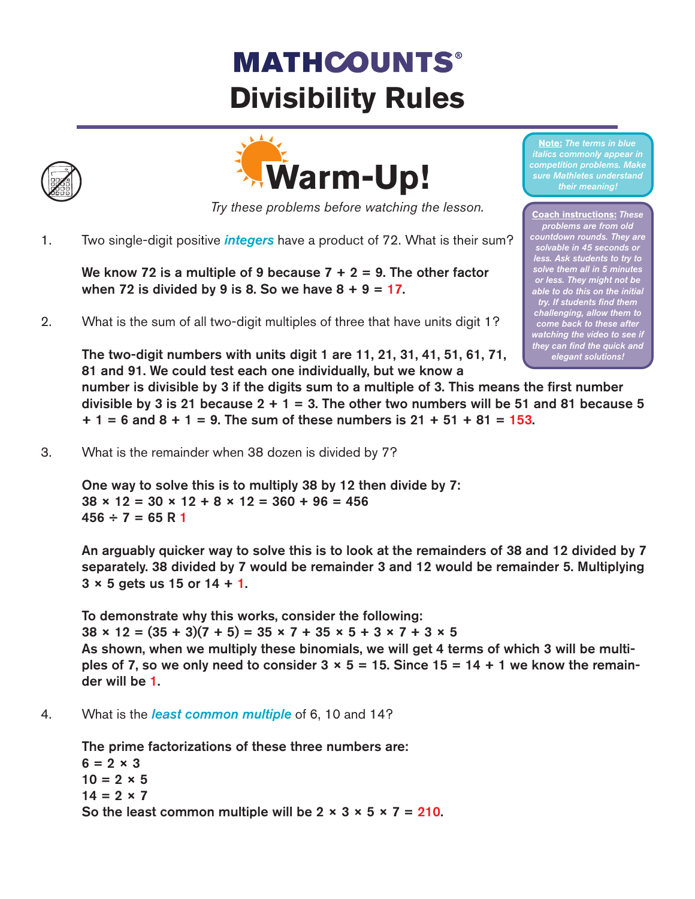# MATHCOUNTS®
# Divisibility Rules

## Warm-Up!

*Try these problems before watching the lesson.*

> ***Note:*** *The terms in blue italics commonly appear in competition problems. Make sure Mathletes understand their meaning!*

> ***Coach instructions:*** *These problems are from old countdown rounds. They are solvable in 45 seconds or less. Ask students to try to solve them all in 5 minutes or less. They might not be able to do this on the initial try. If students find them challenging, allow them to come back to these after watching the video to see if they can find the quick and elegant solutions!*

1. Two single-digit positive ***integers*** have a product of 72. What is their sum?

   **We know 72 is a multiple of 9 because 7 + 2 = 9. The other factor when 72 is divided by 9 is 8. So we have 8 + 9 = 17.**

2. What is the sum of all two-digit multiples of three that have units digit 1?

   **The two-digit numbers with units digit 1 are 11, 21, 31, 41, 51, 61, 71, 81 and 91. We could test each one individually, but we know a number is divisible by 3 if the digits sum to a multiple of 3. This means the first number divisible by 3 is 21 because 2 + 1 = 3. The other two numbers will be 51 and 81 because 5 + 1 = 6 and 8 + 1 = 9. The sum of these numbers is 21 + 51 + 81 = 153.**

3. What is the remainder when 38 dozen is divided by 7?

   **One way to solve this is to multiply 38 by 12 then divide by 7:**
   **$38 \times 12 = 30 \times 12 + 8 \times 12 = 360 + 96 = 456$**
   **$456 \div 7 = 65$ R 1**

   **An arguably quicker way to solve this is to look at the remainders of 38 and 12 divided by 7 separately. 38 divided by 7 would be remainder 3 and 12 would be remainder 5. Multiplying $3 \times 5$ gets us 15 or 14 + 1.**

   **To demonstrate why this works, consider the following:**
   **$38 \times 12 = (35 + 3)(7 + 5) = 35 \times 7 + 35 \times 5 + 3 \times 7 + 3 \times 5$**
   **As shown, when we multiply these binomials, we will get 4 terms of which 3 will be multiples of 7, so we only need to consider $3 \times 5 = 15$. Since 15 = 14 + 1 we know the remainder will be 1.**

4. What is the ***least common multiple*** of 6, 10 and 14?

   **The prime factorizations of these three numbers are:**
   **$6 = 2 \times 3$**
   **$10 = 2 \times 5$**
   **$14 = 2 \times 7$**
   **So the least common multiple will be $2 \times 3 \times 5 \times 7 = 210$.**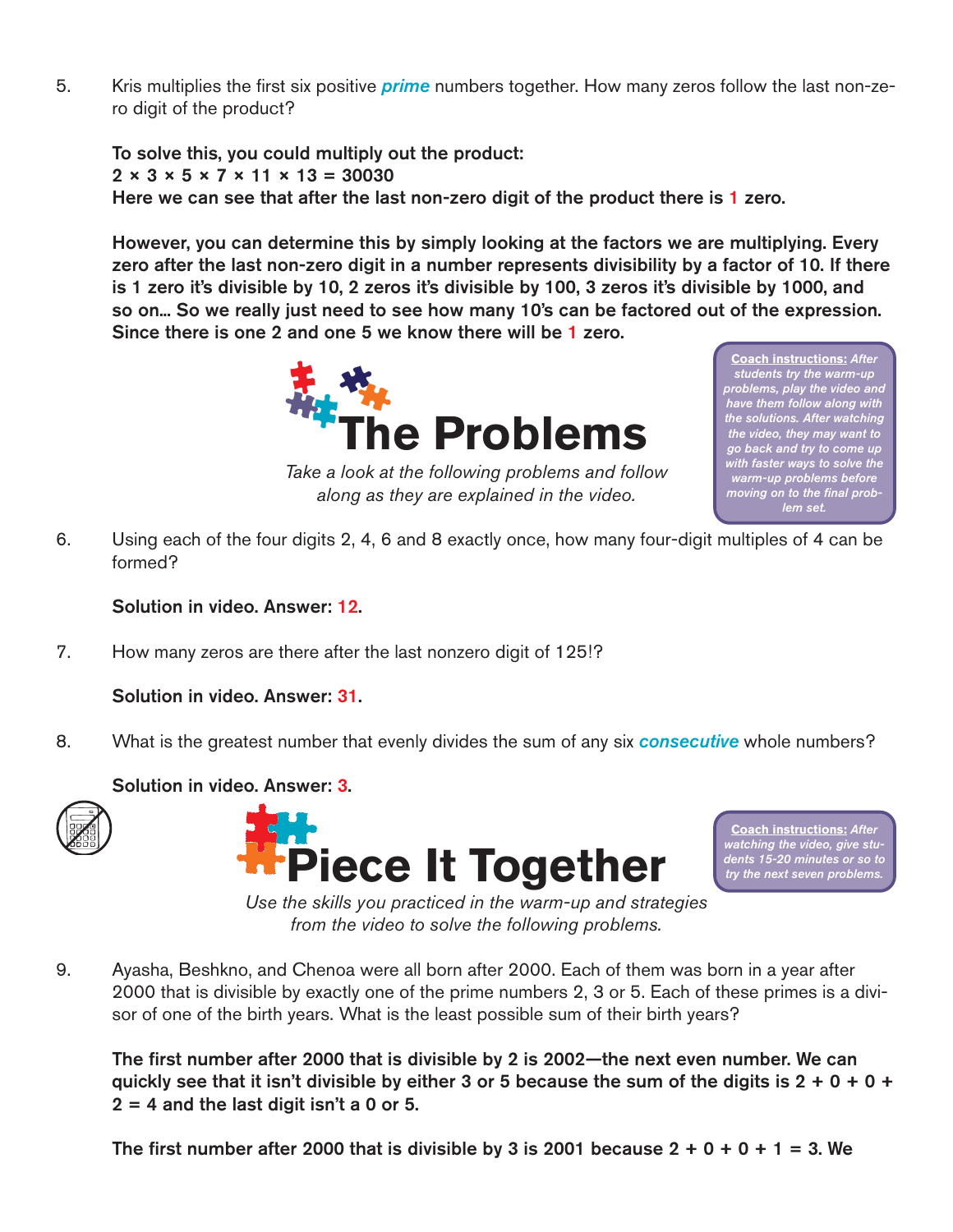5. Kris multiplies the first six positive ***prime*** numbers together. How many zeros follow the last non-zero digit of the product?

   **To solve this, you could multiply out the product:**
   **$2 \times 3 \times 5 \times 7 \times 11 \times 13 = 30030$**
   **Here we can see that after the last non-zero digit of the product there is 1 zero.**

   **However, you can determine this by simply looking at the factors we are multiplying. Every zero after the last non-zero digit in a number represents divisibility by a factor of 10. If there is 1 zero it's divisible by 10, 2 zeros it's divisible by 100, 3 zeros it's divisible by 1000, and so on... So we really just need to see how many 10's can be factored out of the expression. Since there is one 2 and one 5 we know there will be 1 zero.**

## The Problems

*Take a look at the following problems and follow along as they are explained in the video.*

***Coach instructions:** After students try the warm-up problems, play the video and have them follow along with the solutions. After watching the video, they may want to go back and try to come up with faster ways to solve the warm-up problems before moving on to the final problem set.*

6. Using each of the four digits 2, 4, 6 and 8 exactly once, how many four-digit multiples of 4 can be formed?

   **Solution in video. Answer: 12.**

7. How many zeros are there after the last nonzero digit of 125!?

   **Solution in video. Answer: 31.**

8. What is the greatest number that evenly divides the sum of any six ***consecutive*** whole numbers?

   **Solution in video. Answer: 3.**

## Piece It Together

*Use the skills you practiced in the warm-up and strategies from the video to solve the following problems.*

***Coach instructions:** After watching the video, give students 15-20 minutes or so to try the next seven problems.*

9. Ayasha, Beshkno, and Chenoa were all born after 2000. Each of them was born in a year after 2000 that is divisible by exactly one of the prime numbers 2, 3 or 5. Each of these primes is a divisor of one of the birth years. What is the least possible sum of their birth years?

   **The first number after 2000 that is divisible by 2 is 2002—the next even number. We can quickly see that it isn't divisible by either 3 or 5 because the sum of the digits is $2 + 0 + 0 + 2 = 4$ and the last digit isn't a 0 or 5.**

   **The first number after 2000 that is divisible by 3 is 2001 because $2 + 0 + 0 + 1 = 3$. We**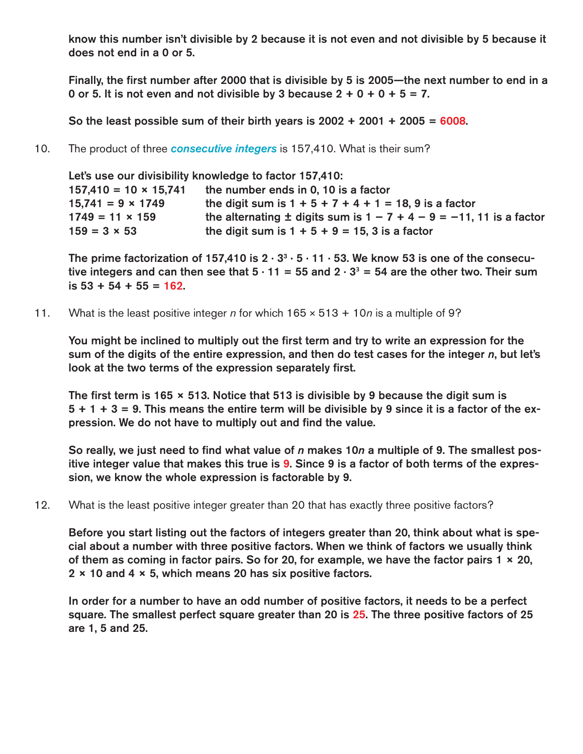**know this number isn't divisible by 2 because it is not even and not divisible by 5 because it does not end in a 0 or 5.**

**Finally, the first number after 2000 that is divisible by 5 is 2005—the next number to end in a 0 or 5. It is not even and not divisible by 3 because $2 + 0 + 0 + 5 = 7$.**

**So the least possible sum of their birth years is $2002 + 2001 + 2005 =$ 6008.**

10. The product of three ***consecutive integers*** is 157,410. What is their sum?

**Let's use our divisibility knowledge to factor 157,410:**

| | |
|---|---|
| **$157{,}410 = 10 \times 15{,}741$** | **the number ends in 0, 10 is a factor** |
| **$15{,}741 = 9 \times 1749$** | **the digit sum is $1 + 5 + 7 + 4 + 1 = 18$, 9 is a factor** |
| **$1749 = 11 \times 159$** | **the alternating ± digits sum is $1 - 7 + 4 - 9 = -11$, 11 is a factor** |
| **$159 = 3 \times 53$** | **the digit sum is $1 + 5 + 9 = 15$, 3 is a factor** |

**The prime factorization of 157,410 is $2 \cdot 3^3 \cdot 5 \cdot 11 \cdot 53$. We know 53 is one of the consecutive integers and can then see that $5 \cdot 11 = 55$ and $2 \cdot 3^3 = 54$ are the other two. Their sum is $53 + 54 + 55 =$ 162.**

11. What is the least positive integer $n$ for which $165 \times 513 + 10n$ is a multiple of 9?

**You might be inclined to multiply out the first term and try to write an expression for the sum of the digits of the entire expression, and then do test cases for the integer $n$, but let's look at the two terms of the expression separately first.**

**The first term is $165 \times 513$. Notice that 513 is divisible by 9 because the digit sum is $5 + 1 + 3 = 9$. This means the entire term will be divisible by 9 since it is a factor of the expression. We do not have to multiply out and find the value.**

**So really, we just need to find what value of $n$ makes $10n$ a multiple of 9. The smallest positive integer value that makes this true is 9. Since 9 is a factor of both terms of the expression, we know the whole expression is factorable by 9.**

12. What is the least positive integer greater than 20 that has exactly three positive factors?

**Before you start listing out the factors of integers greater than 20, think about what is special about a number with three positive factors. When we think of factors we usually think of them as coming in factor pairs. So for 20, for example, we have the factor pairs $1 \times 20$, $2 \times 10$ and $4 \times 5$, which means 20 has six positive factors.**

**In order for a number to have an odd number of positive factors, it needs to be a perfect square. The smallest perfect square greater than 20 is 25. The three positive factors of 25 are 1, 5 and 25.**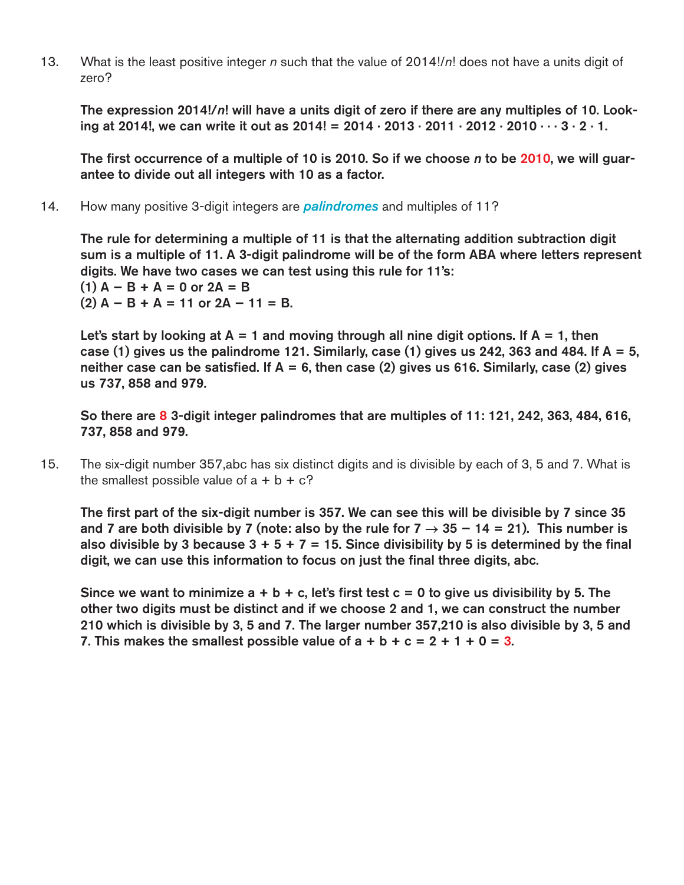13. What is the least positive integer $n$ such that the value of $2014!/n!$ does not have a units digit of zero?

**The expression $2014!/n!$ will have a units digit of zero if there are any multiples of 10. Looking at 2014!, we can write it out as $2014! = 2014 \cdot 2013 \cdot 2011 \cdot 2012 \cdot 2010 \cdots 3 \cdot 2 \cdot 1$.**

**The first occurrence of a multiple of 10 is 2010. So if we choose $n$ to be 2010, we will guarantee to divide out all integers with 10 as a factor.**

14. How many positive 3-digit integers are *palindromes* and multiples of 11?

**The rule for determining a multiple of 11 is that the alternating addition subtraction digit sum is a multiple of 11. A 3-digit palindrome will be of the form ABA where letters represent digits. We have two cases we can test using this rule for 11's:**
**(1) $A - B + A = 0$ or $2A = B$**
**(2) $A - B + A = 11$ or $2A - 11 = B$.**

**Let's start by looking at A = 1 and moving through all nine digit options. If A = 1, then case (1) gives us the palindrome 121. Similarly, case (1) gives us 242, 363 and 484. If A = 5, neither case can be satisfied. If A = 6, then case (2) gives us 616. Similarly, case (2) gives us 737, 858 and 979.**

**So there are 8 3-digit integer palindromes that are multiples of 11: 121, 242, 363, 484, 616, 737, 858 and 979.**

15. The six-digit number 357,abc has six distinct digits and is divisible by each of 3, 5 and 7. What is the smallest possible value of a + b + c?

**The first part of the six-digit number is 357. We can see this will be divisible by 7 since 35 and 7 are both divisible by 7 (note: also by the rule for 7 $\rightarrow$ 35 − 14 = 21). This number is also divisible by 3 because 3 + 5 + 7 = 15. Since divisibility by 5 is determined by the final digit, we can use this information to focus on just the final three digits, abc.**

**Since we want to minimize a + b + c, let's first test c = 0 to give us divisibility by 5. The other two digits must be distinct and if we choose 2 and 1, we can construct the number 210 which is divisible by 3, 5 and 7. The larger number 357,210 is also divisible by 3, 5 and 7. This makes the smallest possible value of a + b + c = 2 + 1 + 0 = 3.**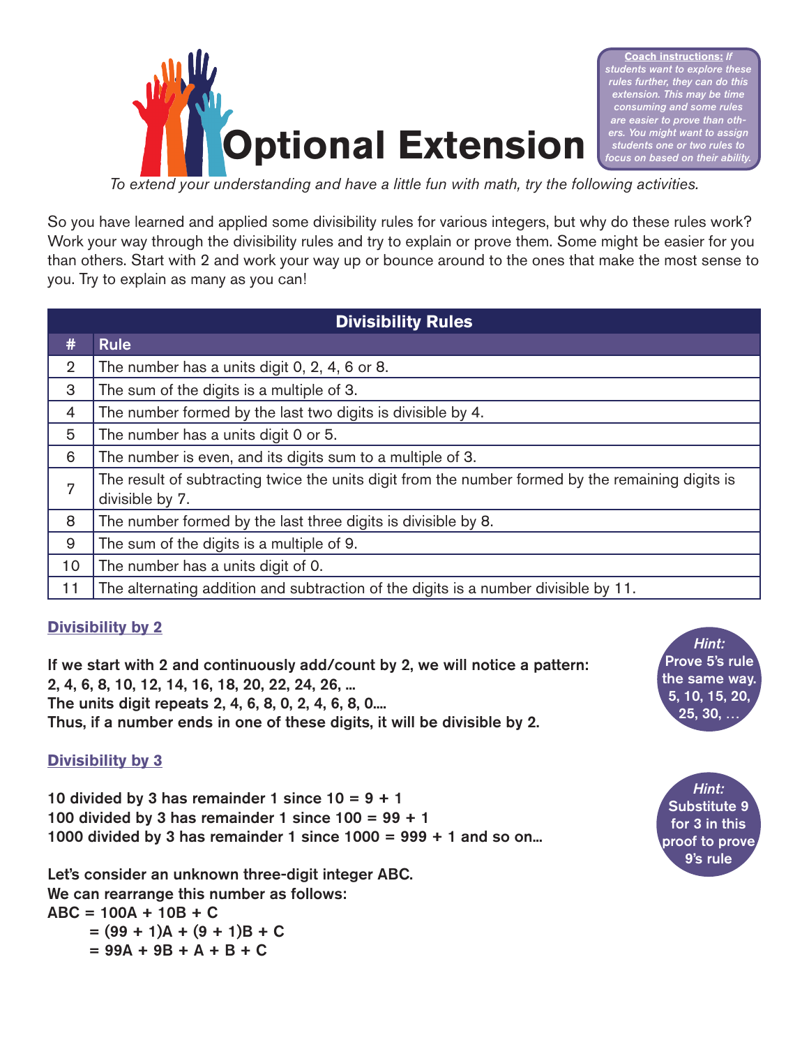# Optional Extension

**Coach instructions:** *If students want to explore these rules further, they can do this extension. This may be time consuming and some rules are easier to prove than others. You might want to assign students one or two rules to focus on based on their ability.*

*To extend your understanding and have a little fun with math, try the following activities.*

So you have learned and applied some divisibility rules for various integers, but why do these rules work? Work your way through the divisibility rules and try to explain or prove them. Some might be easier for you than others. Start with 2 and work your way up or bounce around to the ones that make the most sense to you. Try to explain as many as you can!

| Divisibility Rules | |
|---|---|
| **#** | **Rule** |
| 2 | The number has a units digit 0, 2, 4, 6 or 8. |
| 3 | The sum of the digits is a multiple of 3. |
| 4 | The number formed by the last two digits is divisible by 4. |
| 5 | The number has a units digit 0 or 5. |
| 6 | The number is even, and its digits sum to a multiple of 3. |
| 7 | The result of subtracting twice the units digit from the number formed by the remaining digits is divisible by 7. |
| 8 | The number formed by the last three digits is divisible by 8. |
| 9 | The sum of the digits is a multiple of 9. |
| 10 | The number has a units digit of 0. |
| 11 | The alternating addition and subtraction of the digits is a number divisible by 11. |

## Divisibility by 2

**If we start with 2 and continuously add/count by 2, we will notice a pattern:**
**2, 4, 6, 8, 10, 12, 14, 16, 18, 20, 22, 24, 26, …**
**The units digit repeats 2, 4, 6, 8, 0, 2, 4, 6, 8, 0….**
**Thus, if a number ends in one of these digits, it will be divisible by 2.**

*Hint:* **Prove 5's rule the same way. 5, 10, 15, 20, 25, 30, …**

## Divisibility by 3

**10 divided by 3 has remainder 1 since 10 = 9 + 1**
**100 divided by 3 has remainder 1 since 100 = 99 + 1**
**1000 divided by 3 has remainder 1 since 1000 = 999 + 1 and so on…**

*Hint:* **Substitute 9 for 3 in this proof to prove 9's rule**

**Let's consider an unknown three-digit integer ABC.**
**We can rearrange this number as follows:**

$$
\begin{aligned}
ABC &= 100A + 10B + C \\
&= (99 + 1)A + (9 + 1)B + C \\
&= 99A + 9B + A + B + C
\end{aligned}
$$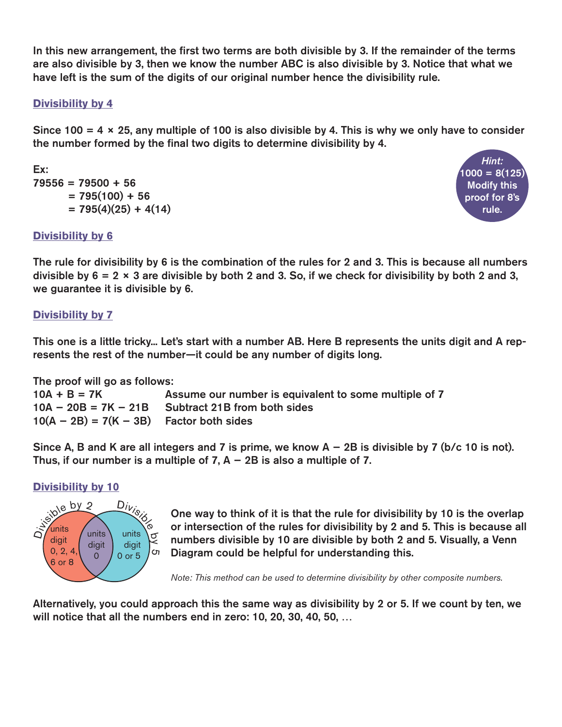In this new arrangement, the first two terms are both divisible by 3. If the remainder of the terms are also divisible by 3, then we know the number ABC is also divisible by 3. Notice that what we have left is the sum of the digits of our original number hence the divisibility rule.

### Divisibility by 4

Since $100 = 4 \times 25$, any multiple of 100 is also divisible by 4. This is why we only have to consider the number formed by the final two digits to determine divisibility by 4.

Ex:

$$
\begin{aligned}
79556 &= 79500 + 56 \\
&= 795(100) + 56 \\
&= 795(4)(25) + 4(14)
\end{aligned}
$$

*Hint:* $1000 = 8(125)$ Modify this proof for 8's rule.

### Divisibility by 6

The rule for divisibility by 6 is the combination of the rules for 2 and 3. This is because all numbers divisible by $6 = 2 \times 3$ are divisible by both 2 and 3. So, if we check for divisibility by both 2 and 3, we guarantee it is divisible by 6.

### Divisibility by 7

This one is a little tricky... Let's start with a number AB. Here B represents the units digit and A represents the rest of the number—it could be any number of digits long.

The proof will go as follows:

| | |
|---|---|
| $10A + B = 7K$ | Assume our number is equivalent to some multiple of 7 |
| $10A - 20B = 7K - 21B$ | Subtract 21B from both sides |
| $10(A - 2B) = 7(K - 3B)$ | Factor both sides |

Since A, B and K are all integers and 7 is prime, we know $A - 2B$ is divisible by 7 (b/c 10 is not). Thus, if our number is a multiple of 7, $A - 2B$ is also a multiple of 7.

### Divisibility by 10

Divisible by 2: units digit 0, 2, 4, 6 or 8 | Both: units digit 0 | Divisible by 5: units digit 0 or 5

One way to think of it is that the rule for divisibility by 10 is the overlap or intersection of the rules for divisibility by 2 and 5. This is because all numbers divisible by 10 are divisible by both 2 and 5. Visually, a Venn Diagram could be helpful for understanding this.

*Note: This method can be used to determine divisibility by other composite numbers.*

Alternatively, you could approach this the same way as divisibility by 2 or 5. If we count by ten, we will notice that all the numbers end in zero: 10, 20, 30, 40, 50, ...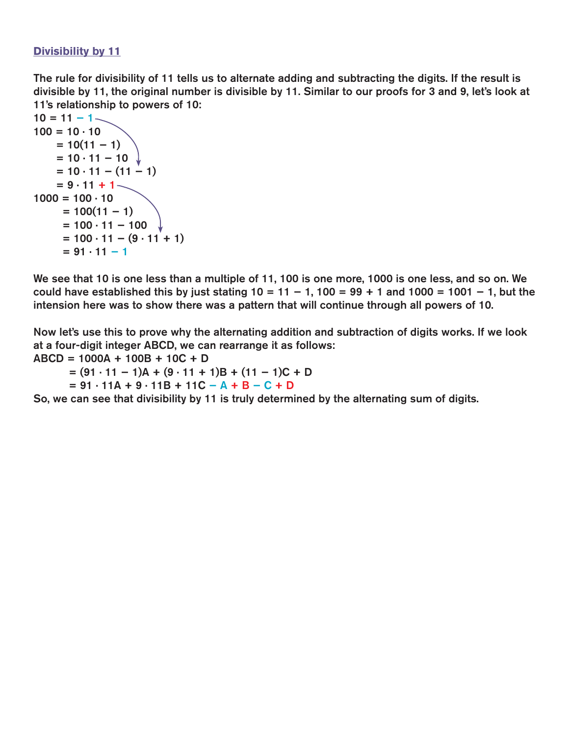## Divisibility by 11

The rule for divisibility of 11 tells us to alternate adding and subtracting the digits. If the result is divisible by 11, the original number is divisible by 11. Similar to our proofs for 3 and 9, let's look at 11's relationship to powers of 10:

$$10 = 11 - 1$$

$$\begin{aligned} 100 &= 10 \cdot 10 \\ &= 10(11 - 1) \\ &= 10 \cdot 11 - 10 \\ &= 10 \cdot 11 - (11 - 1) \\ &= 9 \cdot 11 + 1 \end{aligned}$$

$$\begin{aligned} 1000 &= 100 \cdot 10 \\ &= 100(11 - 1) \\ &= 100 \cdot 11 - 100 \\ &= 100 \cdot 11 - (9 \cdot 11 + 1) \\ &= 91 \cdot 11 - 1 \end{aligned}$$

We see that 10 is one less than a multiple of 11, 100 is one more, 1000 is one less, and so on. We could have established this by just stating $10 = 11 - 1$, $100 = 99 + 1$ and $1000 = 1001 - 1$, but the intension here was to show there was a pattern that will continue through all powers of 10.

Now let's use this to prove why the alternating addition and subtraction of digits works. If we look at a four-digit integer ABCD, we can rearrange it as follows:

$$\begin{aligned} ABCD &= 1000A + 100B + 10C + D \\ &= (91 \cdot 11 - 1)A + (9 \cdot 11 + 1)B + (11 - 1)C + D \\ &= 91 \cdot 11A + 9 \cdot 11B + 11C - A + B - C + D \end{aligned}$$

So, we can see that divisibility by 11 is truly determined by the alternating sum of digits.